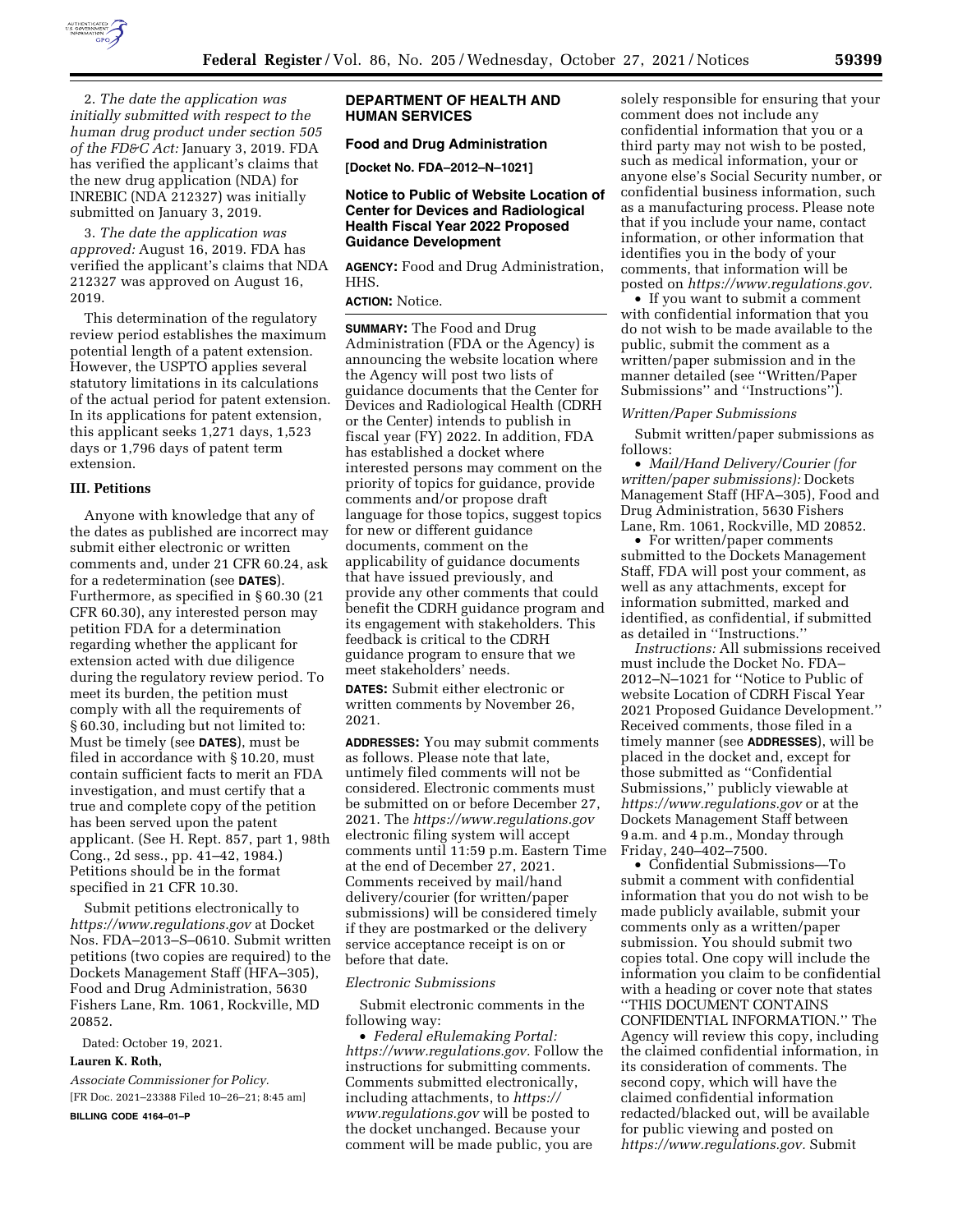2. *The date the application was initially submitted with respect to the human drug product under section 505 of the FD&C Act:* January 3, 2019. FDA has verified the applicant's claims that the new drug application (NDA) for INREBIC (NDA 212327) was initially submitted on January 3, 2019.

3. *The date the application was approved:* August 16, 2019. FDA has verified the applicant's claims that NDA 212327 was approved on August 16, 2019.

This determination of the regulatory review period establishes the maximum potential length of a patent extension. However, the USPTO applies several statutory limitations in its calculations of the actual period for patent extension. In its applications for patent extension, this applicant seeks 1,271 days, 1,523 days or 1,796 days of patent term extension.

### III. Petitions

Anyone with knowledge that any of the dates as published are incorrect may submit either electronic or written comments and, under 21 CFR 60.24, ask for a redetermination (see **DATES**). Furthermore, as specified in § 60.30 (21 CFR 60.30), any interested person may petition FDA for a determination regarding whether the applicant for extension acted with due diligence during the regulatory review period. To meet its burden, the petition must comply with all the requirements of § 60.30, including but not limited to: Must be timely (see **DATES**), must be filed in accordance with § 10.20, must contain sufficient facts to merit an FDA investigation, and must certify that a true and complete copy of the petition has been served upon the patent applicant. (See H. Rept. 857, part 1, 98th Cong., 2d sess., pp. 41–42, 1984.) Petitions should be in the format specified in 21 CFR 10.30.

Submit petitions electronically to *https://www.regulations.gov* at Docket Nos. FDA–2013–S–0610. Submit written petitions (two copies are required) to the Dockets Management Staff (HFA–305), Food and Drug Administration, 5630 Fishers Lane, Rm. 1061, Rockville, MD 20852.

Dated: October 19, 2021.

**Lauren K. Roth,**

*Associate Commissioner for Policy.*

[FR Doc. 2021–23388 Filed 10–26–21; 8:45 am]

**BILLING CODE 4164–01–P**

## DEPARTMENT OF HEALTH AND HUMAN SERVICES

### Food and Drug Administration

**[Docket No. FDA–2012–N–1021]**

### Notice to Public of Website Location of Center for Devices and Radiological Health Fiscal Year 2022 Proposed Guidance Development

**AGENCY:** Food and Drug Administration, HHS.

**ACTION:** Notice.

**SUMMARY:** The Food and Drug Administration (FDA or the Agency) is announcing the website location where the Agency will post two lists of guidance documents that the Center for Devices and Radiological Health (CDRH or the Center) intends to publish in fiscal year (FY) 2022. In addition, FDA has established a docket where interested persons may comment on the priority of topics for guidance, provide comments and/or propose draft language for those topics, suggest topics for new or different guidance documents, comment on the applicability of guidance documents that have issued previously, and provide any other comments that could benefit the CDRH guidance program and its engagement with stakeholders. This feedback is critical to the CDRH guidance program to ensure that we meet stakeholders' needs.

**DATES:** Submit either electronic or written comments by November 26, 2021.

**ADDRESSES:** You may submit comments as follows. Please note that late, untimely filed comments will not be considered. Electronic comments must be submitted on or before December 27, 2021. The *https://www.regulations.gov* electronic filing system will accept comments until 11:59 p.m. Eastern Time at the end of December 27, 2021. Comments received by mail/hand delivery/courier (for written/paper submissions) will be considered timely if they are postmarked or the delivery service acceptance receipt is on or before that date.

*Electronic Submissions*

Submit electronic comments in the following way:

- *Federal eRulemaking Portal: https://www.regulations.gov.* Follow the instructions for submitting comments. Comments submitted electronically, including attachments, to *https://www.regulations.gov* will be posted to the docket unchanged. Because your comment will be made public, you are solely responsible for ensuring that your comment does not include any confidential information that you or a third party may not wish to be posted, such as medical information, your or anyone else's Social Security number, or confidential business information, such as a manufacturing process. Please note that if you include your name, contact information, or other information that identifies you in the body of your comments, that information will be posted on *https://www.regulations.gov.*
- If you want to submit a comment with confidential information that you do not wish to be made available to the public, submit the comment as a written/paper submission and in the manner detailed (see ''Written/Paper Submissions'' and ''Instructions'').

*Written/Paper Submissions*

Submit written/paper submissions as follows:

- *Mail/Hand Delivery/Courier (for written/paper submissions):* Dockets Management Staff (HFA–305), Food and Drug Administration, 5630 Fishers Lane, Rm. 1061, Rockville, MD 20852.
- For written/paper comments submitted to the Dockets Management Staff, FDA will post your comment, as well as any attachments, except for information submitted, marked and identified, as confidential, if submitted as detailed in ''Instructions.''

*Instructions:* All submissions received must include the Docket No. FDA–2012–N–1021 for ''Notice to Public of website Location of CDRH Fiscal Year 2021 Proposed Guidance Development.'' Received comments, those filed in a timely manner (see **ADDRESSES**), will be placed in the docket and, except for those submitted as ''Confidential Submissions,'' publicly viewable at *https://www.regulations.gov* or at the Dockets Management Staff between 9 a.m. and 4 p.m., Monday through Friday, 240–402–7500.

- Confidential Submissions—To submit a comment with confidential information that you do not wish to be made publicly available, submit your comments only as a written/paper submission. You should submit two copies total. One copy will include the information you claim to be confidential with a heading or cover note that states ''THIS DOCUMENT CONTAINS CONFIDENTIAL INFORMATION.'' The Agency will review this copy, including the claimed confidential information, in its consideration of comments. The second copy, which will have the claimed confidential information redacted/blacked out, will be available for public viewing and posted on *https://www.regulations.gov.* Submit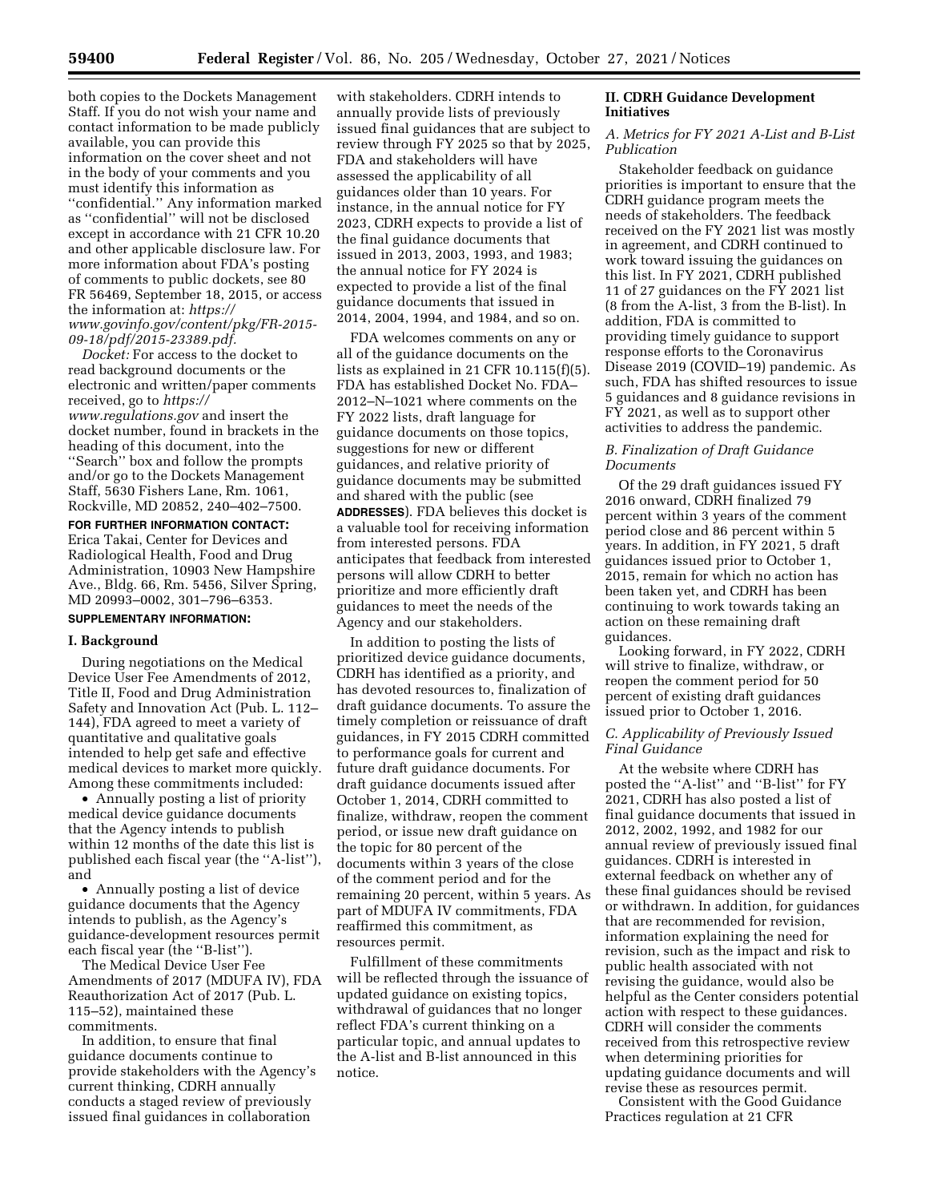both copies to the Dockets Management Staff. If you do not wish your name and contact information to be made publicly available, you can provide this information on the cover sheet and not in the body of your comments and you must identify this information as ''confidential.'' Any information marked as ''confidential'' will not be disclosed except in accordance with 21 CFR 10.20 and other applicable disclosure law. For more information about FDA's posting of comments to public dockets, see 80 FR 56469, September 18, 2015, or access the information at: *https://www.govinfo.gov/content/pkg/FR-2015-09-18/pdf/2015-23389.pdf*.

*Docket:* For access to the docket to read background documents or the electronic and written/paper comments received, go to *https://www.regulations.gov* and insert the docket number, found in brackets in the heading of this document, into the ''Search'' box and follow the prompts and/or go to the Dockets Management Staff, 5630 Fishers Lane, Rm. 1061, Rockville, MD 20852, 240–402–7500.

**FOR FURTHER INFORMATION CONTACT:** Erica Takai, Center for Devices and Radiological Health, Food and Drug Administration, 10903 New Hampshire Ave., Bldg. 66, Rm. 5456, Silver Spring, MD 20993–0002, 301–796–6353.

**SUPPLEMENTARY INFORMATION:**

## I. Background

During negotiations on the Medical Device User Fee Amendments of 2012, Title II, Food and Drug Administration Safety and Innovation Act (Pub. L. 112–144), FDA agreed to meet a variety of quantitative and qualitative goals intended to help get safe and effective medical devices to market more quickly. Among these commitments included:

- Annually posting a list of priority medical device guidance documents that the Agency intends to publish within 12 months of the date this list is published each fiscal year (the ''A-list''), and
- Annually posting a list of device guidance documents that the Agency intends to publish, as the Agency's guidance-development resources permit each fiscal year (the ''B-list'').

The Medical Device User Fee Amendments of 2017 (MDUFA IV), FDA Reauthorization Act of 2017 (Pub. L. 115–52), maintained these commitments.

In addition, to ensure that final guidance documents continue to provide stakeholders with the Agency's current thinking, CDRH annually conducts a staged review of previously issued final guidances in collaboration with stakeholders. CDRH intends to annually provide lists of previously issued final guidances that are subject to review through FY 2025 so that by 2025, FDA and stakeholders will have assessed the applicability of all guidances older than 10 years. For instance, in the annual notice for FY 2023, CDRH expects to provide a list of the final guidance documents that issued in 2013, 2003, 1993, and 1983; the annual notice for FY 2024 is expected to provide a list of the final guidance documents that issued in 2014, 2004, 1994, and 1984, and so on.

FDA welcomes comments on any or all of the guidance documents on the lists as explained in 21 CFR 10.115(f)(5). FDA has established Docket No. FDA–2012–N–1021 where comments on the FY 2022 lists, draft language for guidance documents on those topics, suggestions for new or different guidances, and relative priority of guidance documents may be submitted and shared with the public (see **ADDRESSES**). FDA believes this docket is a valuable tool for receiving information from interested persons. FDA anticipates that feedback from interested persons will allow CDRH to better prioritize and more efficiently draft guidances to meet the needs of the Agency and our stakeholders.

In addition to posting the lists of prioritized device guidance documents, CDRH has identified as a priority, and has devoted resources to, finalization of draft guidance documents. To assure the timely completion or reissuance of draft guidances, in FY 2015 CDRH committed to performance goals for current and future draft guidance documents. For draft guidance documents issued after October 1, 2014, CDRH committed to finalize, withdraw, reopen the comment period, or issue new draft guidance on the topic for 80 percent of the documents within 3 years of the close of the comment period and for the remaining 20 percent, within 5 years. As part of MDUFA IV commitments, FDA reaffirmed this commitment, as resources permit.

Fulfillment of these commitments will be reflected through the issuance of updated guidance on existing topics, withdrawal of guidances that no longer reflect FDA's current thinking on a particular topic, and annual updates to the A-list and B-list announced in this notice.

## II. CDRH Guidance Development Initiatives

### *A. Metrics for FY 2021 A-List and B-List Publication*

Stakeholder feedback on guidance priorities is important to ensure that the CDRH guidance program meets the needs of stakeholders. The feedback received on the FY 2021 list was mostly in agreement, and CDRH continued to work toward issuing the guidances on this list. In FY 2021, CDRH published 11 of 27 guidances on the FY 2021 list (8 from the A-list, 3 from the B-list). In addition, FDA is committed to providing timely guidance to support response efforts to the Coronavirus Disease 2019 (COVID–19) pandemic. As such, FDA has shifted resources to issue 5 guidances and 8 guidance revisions in FY 2021, as well as to support other activities to address the pandemic.

### *B. Finalization of Draft Guidance Documents*

Of the 29 draft guidances issued FY 2016 onward, CDRH finalized 79 percent within 3 years of the comment period close and 86 percent within 5 years. In addition, in FY 2021, 5 draft guidances issued prior to October 1, 2015, remain for which no action has been taken yet, and CDRH has been continuing to work towards taking an action on these remaining draft guidances.

Looking forward, in FY 2022, CDRH will strive to finalize, withdraw, or reopen the comment period for 50 percent of existing draft guidances issued prior to October 1, 2016.

### *C. Applicability of Previously Issued Final Guidance*

At the website where CDRH has posted the ''A-list'' and ''B-list'' for FY 2021, CDRH has also posted a list of final guidance documents that issued in 2012, 2002, 1992, and 1982 for our annual review of previously issued final guidances. CDRH is interested in external feedback on whether any of these final guidances should be revised or withdrawn. In addition, for guidances that are recommended for revision, information explaining the need for revision, such as the impact and risk to public health associated with not revising the guidance, would also be helpful as the Center considers potential action with respect to these guidances. CDRH will consider the comments received from this retrospective review when determining priorities for updating guidance documents and will revise these as resources permit.

Consistent with the Good Guidance Practices regulation at 21 CFR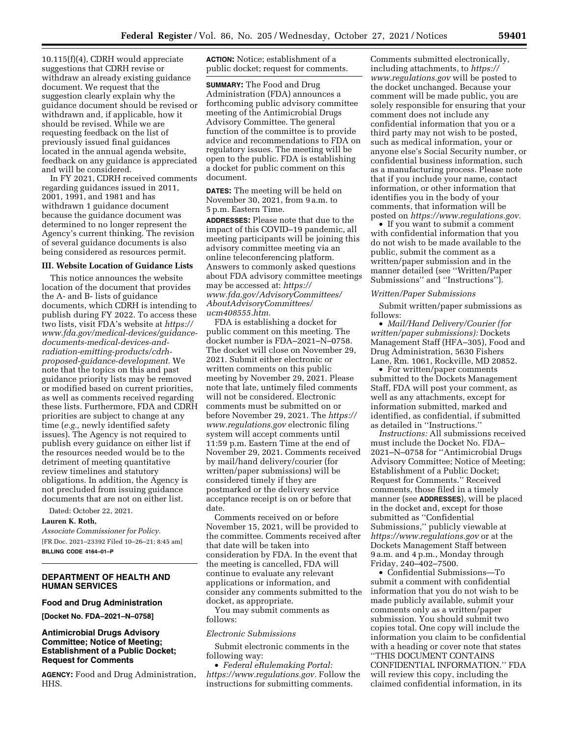10.115(f)(4), CDRH would appreciate suggestions that CDRH revise or withdraw an already existing guidance document. We request that the suggestion clearly explain why the guidance document should be revised or withdrawn and, if applicable, how it should be revised. While we are requesting feedback on the list of previously issued final guidances located in the annual agenda website, feedback on any guidance is appreciated and will be considered.

In FY 2021, CDRH received comments regarding guidances issued in 2011, 2001, 1991, and 1981 and has withdrawn 1 guidance document because the guidance document was determined to no longer represent the Agency's current thinking. The revision of several guidance documents is also being considered as resources permit.

### III. Website Location of Guidance Lists

This notice announces the website location of the document that provides the A- and B- lists of guidance documents, which CDRH is intending to publish during FY 2022. To access these two lists, visit FDA's website at *https://www.fda.gov/medical-devices/guidance-documents-medical-devices-and-radiation-emitting-products/cdrh-proposed-guidance-development.* We note that the topics on this and past guidance priority lists may be removed or modified based on current priorities, as well as comments received regarding these lists. Furthermore, FDA and CDRH priorities are subject to change at any time (*e.g.,* newly identified safety issues). The Agency is not required to publish every guidance on either list if the resources needed would be to the detriment of meeting quantitative review timelines and statutory obligations. In addition, the Agency is not precluded from issuing guidance documents that are not on either list.

Dated: October 22, 2021.

**Lauren K. Roth,**

*Associate Commissioner for Policy.*

[FR Doc. 2021–23392 Filed 10–26–21; 8:45 am]

**BILLING CODE 4164–01–P**

---

## DEPARTMENT OF HEALTH AND HUMAN SERVICES

### Food and Drug Administration

**[Docket No. FDA–2021–N–0758]**

### Antimicrobial Drugs Advisory Committee; Notice of Meeting; Establishment of a Public Docket; Request for Comments

**AGENCY:** Food and Drug Administration, HHS.

**ACTION:** Notice; establishment of a public docket; request for comments.

**SUMMARY:** The Food and Drug Administration (FDA) announces a forthcoming public advisory committee meeting of the Antimicrobial Drugs Advisory Committee. The general function of the committee is to provide advice and recommendations to FDA on regulatory issues. The meeting will be open to the public. FDA is establishing a docket for public comment on this document.

**DATES:** The meeting will be held on November 30, 2021, from 9 a.m. to 5 p.m. Eastern Time.

**ADDRESSES:** Please note that due to the impact of this COVID–19 pandemic, all meeting participants will be joining this advisory committee meeting via an online teleconferencing platform. Answers to commonly asked questions about FDA advisory committee meetings may be accessed at: *https://www.fda.gov/AdvisoryCommittees/AboutAdvisoryCommittees/ucm408555.htm.*

FDA is establishing a docket for public comment on this meeting. The docket number is FDA–2021–N–0758. The docket will close on November 29, 2021. Submit either electronic or written comments on this public meeting by November 29, 2021. Please note that late, untimely filed comments will not be considered. Electronic comments must be submitted on or before November 29, 2021. The *https://www.regulations.gov* electronic filing system will accept comments until 11:59 p.m. Eastern Time at the end of November 29, 2021. Comments received by mail/hand delivery/courier (for written/paper submissions) will be considered timely if they are postmarked or the delivery service acceptance receipt is on or before that date.

Comments received on or before November 15, 2021, will be provided to the committee. Comments received after that date will be taken into consideration by FDA. In the event that the meeting is cancelled, FDA will continue to evaluate any relevant applications or information, and consider any comments submitted to the docket, as appropriate.

You may submit comments as follows:

*Electronic Submissions*

Submit electronic comments in the following way:

- *Federal eRulemaking Portal: https://www.regulations.gov.* Follow the instructions for submitting comments. Comments submitted electronically, including attachments, to *https://www.regulations.gov* will be posted to the docket unchanged. Because your comment will be made public, you are solely responsible for ensuring that your comment does not include any confidential information that you or a third party may not wish to be posted, such as medical information, your or anyone else's Social Security number, or confidential business information, such as a manufacturing process. Please note that if you include your name, contact information, or other information that identifies you in the body of your comments, that information will be posted on *https://www.regulations.gov.*
- If you want to submit a comment with confidential information that you do not wish to be made available to the public, submit the comment as a written/paper submission and in the manner detailed (see "Written/Paper Submissions" and "Instructions").

*Written/Paper Submissions*

Submit written/paper submissions as follows:

- *Mail/Hand Delivery/Courier (for written/paper submissions):* Dockets Management Staff (HFA–305), Food and Drug Administration, 5630 Fishers Lane, Rm. 1061, Rockville, MD 20852.
- For written/paper comments submitted to the Dockets Management Staff, FDA will post your comment, as well as any attachments, except for information submitted, marked and identified, as confidential, if submitted as detailed in "Instructions."

*Instructions:* All submissions received must include the Docket No. FDA–2021–N–0758 for "Antimicrobial Drugs Advisory Committee; Notice of Meeting; Establishment of a Public Docket; Request for Comments." Received comments, those filed in a timely manner (see **ADDRESSES**), will be placed in the docket and, except for those submitted as "Confidential Submissions," publicly viewable at *https://www.regulations.gov* or at the Dockets Management Staff between 9 a.m. and 4 p.m., Monday through Friday, 240–402–7500.

- Confidential Submissions—To submit a comment with confidential information that you do not wish to be made publicly available, submit your comments only as a written/paper submission. You should submit two copies total. One copy will include the information you claim to be confidential with a heading or cover note that states "THIS DOCUMENT CONTAINS CONFIDENTIAL INFORMATION." FDA will review this copy, including the claimed confidential information, in its